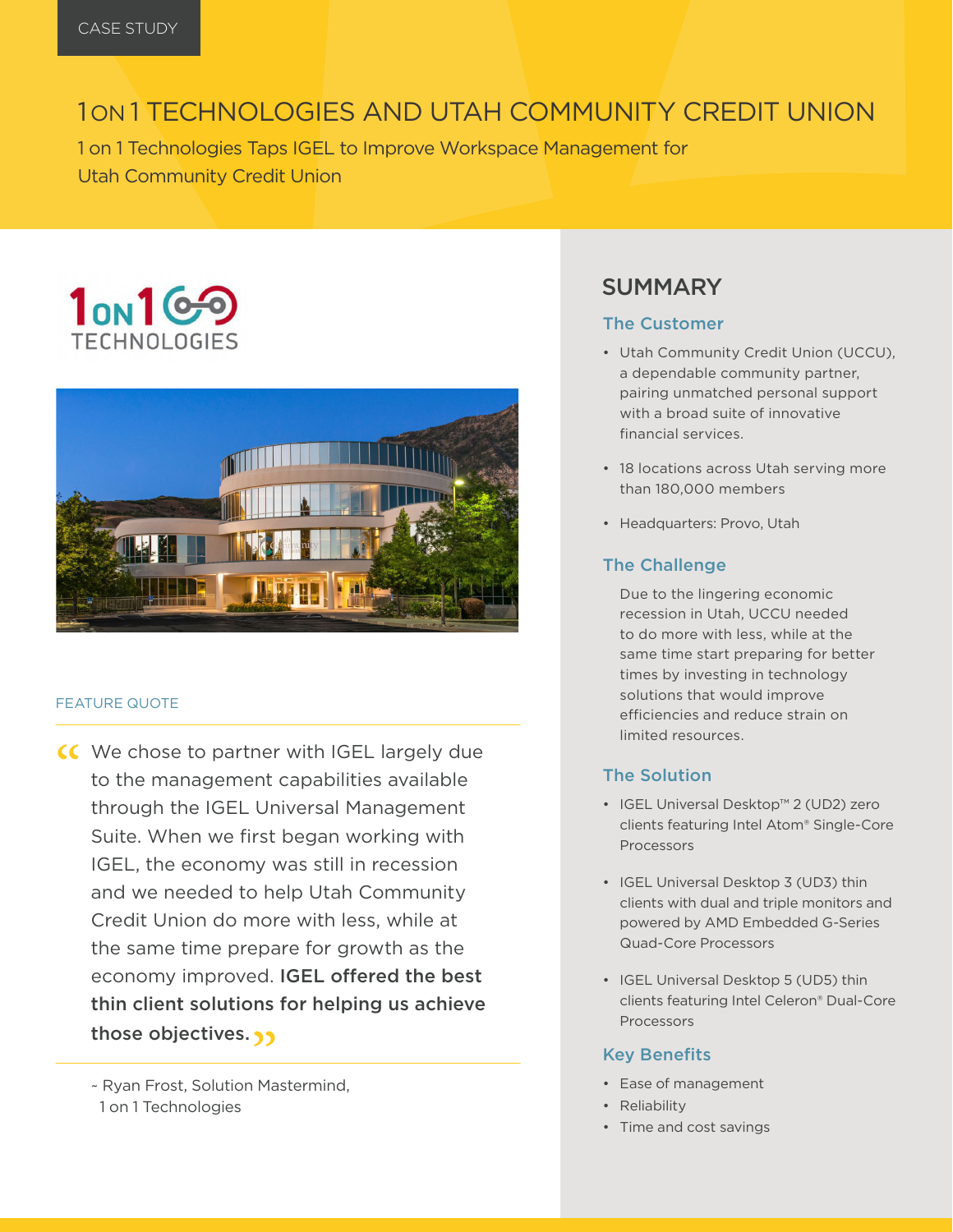CASE STUDY

# 1 ON 1 TECHNOLOGIES AND UTAH COMMUNITY CREDIT UNION

1 on 1 Technologies Taps IGEL to Improve Workspace Management for Utah Community Credit Union

FEATURE QUOTE

> "We chose to partner with IGEL largely due to the management capabilities available through the IGEL Universal Management Suite. When we first began working with IGEL, the economy was still in recession and we needed to help Utah Community Credit Union do more with less, while at the same time prepare for growth as the economy improved. **IGEL offered the best thin client solutions for helping us achieve those objectives.**"

~ Ryan Frost, Solution Mastermind, 1 on 1 Technologies

## SUMMARY

### The Customer

- Utah Community Credit Union (UCCU), a dependable community partner, pairing unmatched personal support with a broad suite of innovative financial services.
- 18 locations across Utah serving more than 180,000 members
- Headquarters: Provo, Utah

### The Challenge

Due to the lingering economic recession in Utah, UCCU needed to do more with less, while at the same time start preparing for better times by investing in technology solutions that would improve efficiencies and reduce strain on limited resources.

### The Solution

- IGEL Universal Desktop™ 2 (UD2) zero clients featuring Intel Atom® Single-Core Processors
- IGEL Universal Desktop 3 (UD3) thin clients with dual and triple monitors and powered by AMD Embedded G-Series Quad-Core Processors
- IGEL Universal Desktop 5 (UD5) thin clients featuring Intel Celeron® Dual-Core Processors

### Key Benefits

- Ease of management
- Reliability
- Time and cost savings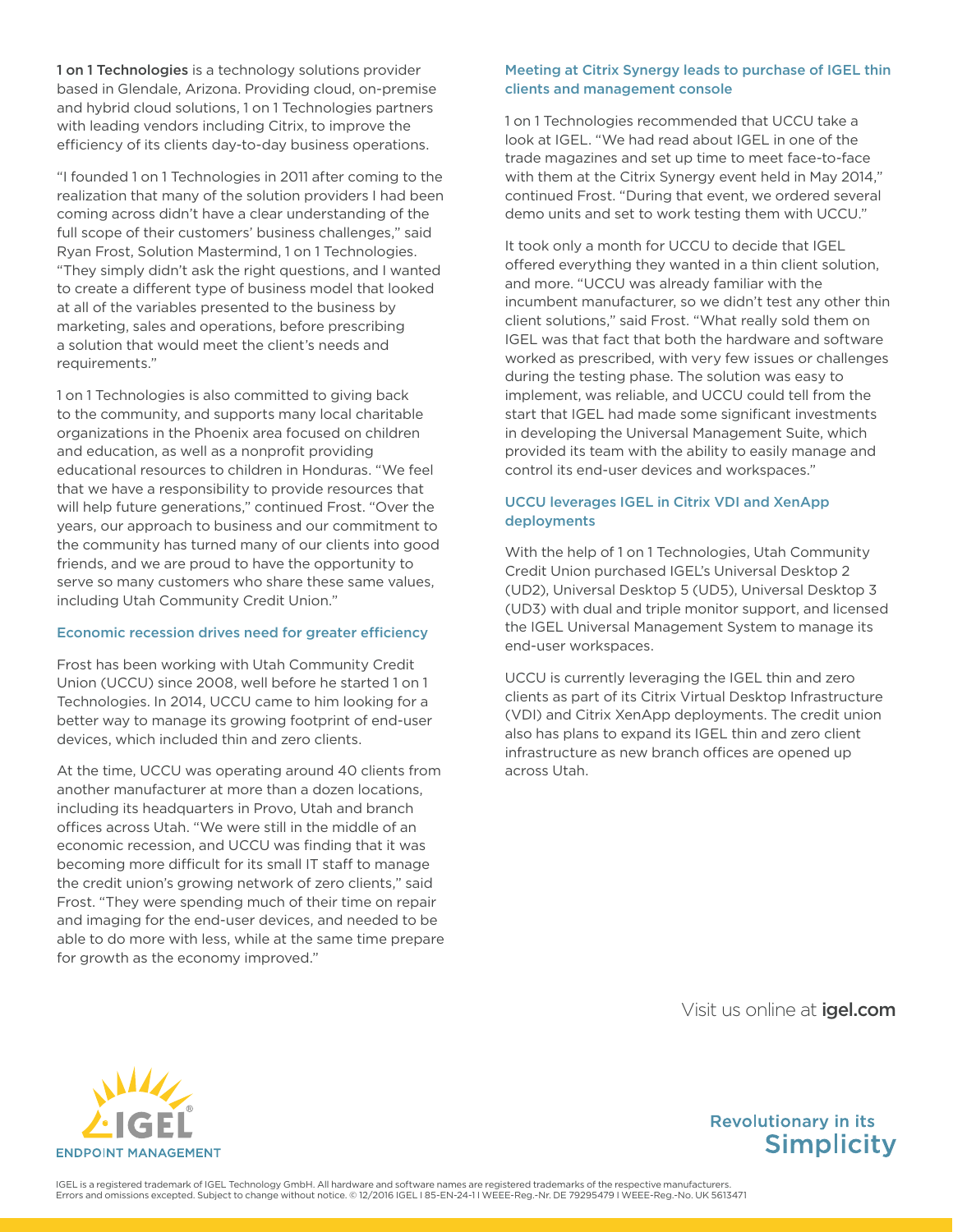**1 on 1 Technologies** is a technology solutions provider based in Glendale, Arizona. Providing cloud, on-premise and hybrid cloud solutions, 1 on 1 Technologies partners with leading vendors including Citrix, to improve the efficiency of its clients day-to-day business operations.

"I founded 1 on 1 Technologies in 2011 after coming to the realization that many of the solution providers I had been coming across didn't have a clear understanding of the full scope of their customers' business challenges," said Ryan Frost, Solution Mastermind, 1 on 1 Technologies. "They simply didn't ask the right questions, and I wanted to create a different type of business model that looked at all of the variables presented to the business by marketing, sales and operations, before prescribing a solution that would meet the client's needs and requirements."

1 on 1 Technologies is also committed to giving back to the community, and supports many local charitable organizations in the Phoenix area focused on children and education, as well as a nonprofit providing educational resources to children in Honduras. "We feel that we have a responsibility to provide resources that will help future generations," continued Frost. "Over the years, our approach to business and our commitment to the community has turned many of our clients into good friends, and we are proud to have the opportunity to serve so many customers who share these same values, including Utah Community Credit Union."

### Economic recession drives need for greater efficiency

Frost has been working with Utah Community Credit Union (UCCU) since 2008, well before he started 1 on 1 Technologies. In 2014, UCCU came to him looking for a better way to manage its growing footprint of end-user devices, which included thin and zero clients.

At the time, UCCU was operating around 40 clients from another manufacturer at more than a dozen locations, including its headquarters in Provo, Utah and branch offices across Utah. "We were still in the middle of an economic recession, and UCCU was finding that it was becoming more difficult for its small IT staff to manage the credit union's growing network of zero clients," said Frost. "They were spending much of their time on repair and imaging for the end-user devices, and needed to be able to do more with less, while at the same time prepare for growth as the economy improved."

### Meeting at Citrix Synergy leads to purchase of IGEL thin clients and management console

1 on 1 Technologies recommended that UCCU take a look at IGEL. "We had read about IGEL in one of the trade magazines and set up time to meet face-to-face with them at the Citrix Synergy event held in May 2014," continued Frost. "During that event, we ordered several demo units and set to work testing them with UCCU."

It took only a month for UCCU to decide that IGEL offered everything they wanted in a thin client solution, and more. "UCCU was already familiar with the incumbent manufacturer, so we didn't test any other thin client solutions," said Frost. "What really sold them on IGEL was that fact that both the hardware and software worked as prescribed, with very few issues or challenges during the testing phase. The solution was easy to implement, was reliable, and UCCU could tell from the start that IGEL had made some significant investments in developing the Universal Management Suite, which provided its team with the ability to easily manage and control its end-user devices and workspaces."

### UCCU leverages IGEL in Citrix VDI and XenApp deployments

With the help of 1 on 1 Technologies, Utah Community Credit Union purchased IGEL's Universal Desktop 2 (UD2), Universal Desktop 5 (UD5), Universal Desktop 3 (UD3) with dual and triple monitor support, and licensed the IGEL Universal Management System to manage its end-user workspaces.

UCCU is currently leveraging the IGEL thin and zero clients as part of its Citrix Virtual Desktop Infrastructure (VDI) and Citrix XenApp deployments. The credit union also has plans to expand its IGEL thin and zero client infrastructure as new branch offices are opened up across Utah.

Visit us online at **igel.com**

IGEL ENDPOINT MANAGEMENT

Revolutionary in its Simplicity

IGEL is a registered trademark of IGEL Technology GmbH. All hardware and software names are registered trademarks of the respective manufacturers. Errors and omissions excepted. Subject to change without notice. © 12/2016 IGEL I 85-EN-24-1 I WEEE-Reg.-Nr. DE 79295479 I WEEE-Reg.-No. UK 5613471